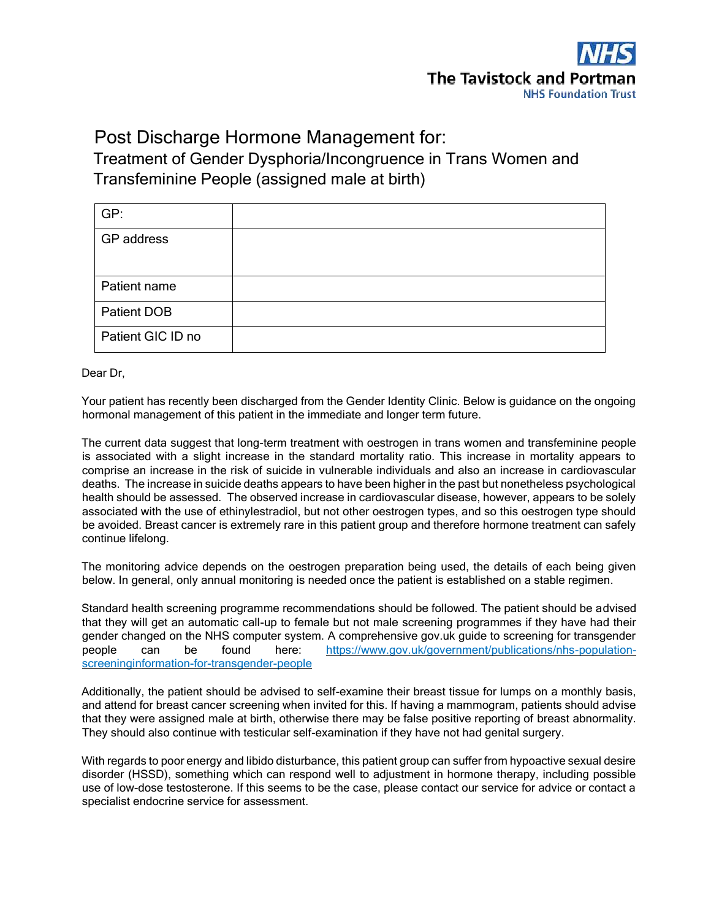NHS

The Tavistock and Portman

NHS Foundation Trust

# Post Discharge Hormone Management for:

## Treatment of Gender Dysphoria/Incongruence in Trans Women and Transfeminine People (assigned male at birth)

| GP: | |
|---|---|
| GP address | |
| Patient name | |
| Patient DOB | |
| Patient GIC ID no | |

Dear Dr,

Your patient has recently been discharged from the Gender Identity Clinic. Below is guidance on the ongoing hormonal management of this patient in the immediate and longer term future.

The current data suggest that long-term treatment with oestrogen in trans women and transfeminine people is associated with a slight increase in the standard mortality ratio. This increase in mortality appears to comprise an increase in the risk of suicide in vulnerable individuals and also an increase in cardiovascular deaths. The increase in suicide deaths appears to have been higher in the past but nonetheless psychological health should be assessed. The observed increase in cardiovascular disease, however, appears to be solely associated with the use of ethinylestradiol, but not other oestrogen types, and so this oestrogen type should be avoided. Breast cancer is extremely rare in this patient group and therefore hormone treatment can safely continue lifelong.

The monitoring advice depends on the oestrogen preparation being used, the details of each being given below. In general, only annual monitoring is needed once the patient is established on a stable regimen.

Standard health screening programme recommendations should be followed. The patient should be advised that they will get an automatic call-up to female but not male screening programmes if they have had their gender changed on the NHS computer system. A comprehensive gov.uk guide to screening for transgender people can be found here: https://www.gov.uk/government/publications/nhs-population-screeninginformation-for-transgender-people

Additionally, the patient should be advised to self-examine their breast tissue for lumps on a monthly basis, and attend for breast cancer screening when invited for this. If having a mammogram, patients should advise that they were assigned male at birth, otherwise there may be false positive reporting of breast abnormality. They should also continue with testicular self-examination if they have not had genital surgery.

With regards to poor energy and libido disturbance, this patient group can suffer from hypoactive sexual desire disorder (HSSD), something which can respond well to adjustment in hormone therapy, including possible use of low-dose testosterone. If this seems to be the case, please contact our service for advice or contact a specialist endocrine service for assessment.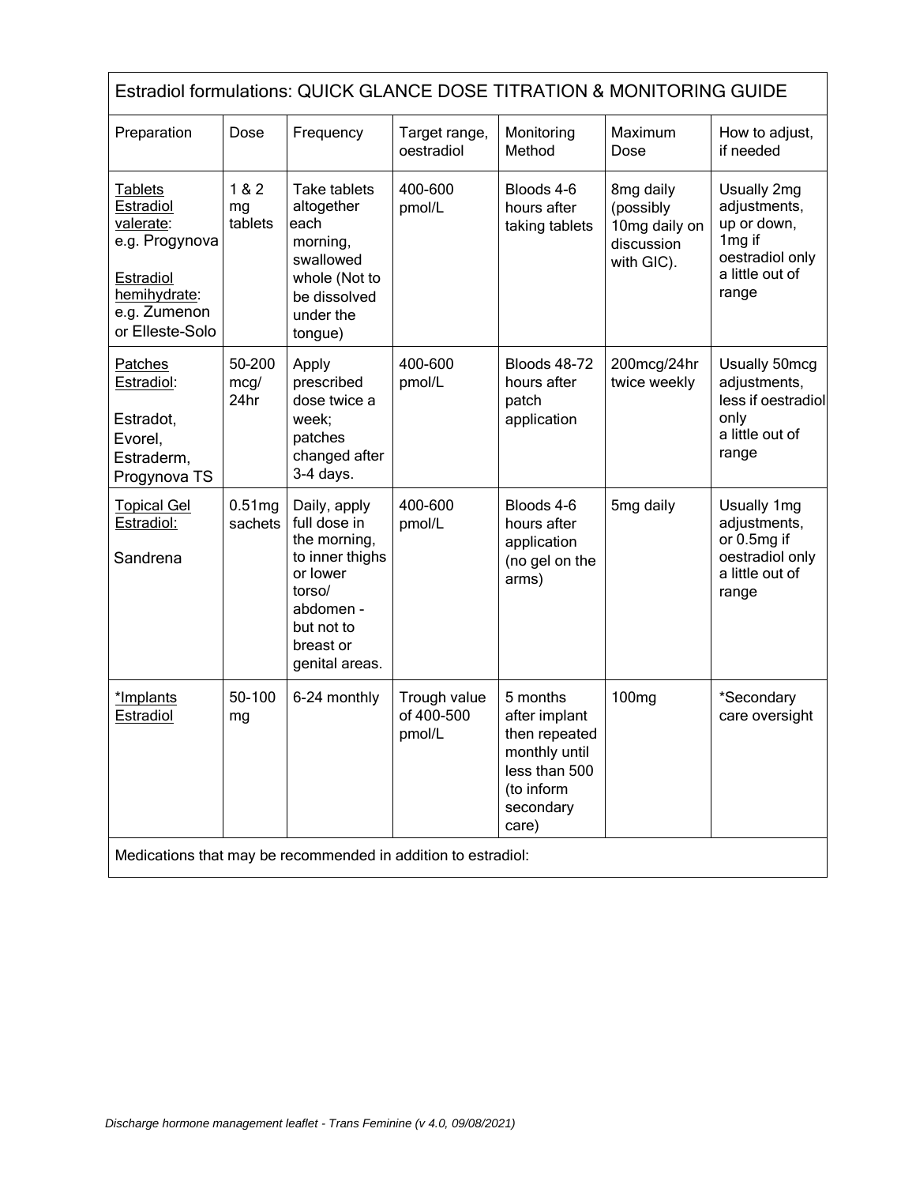| Estradiol formulations: QUICK GLANCE DOSE TITRATION & MONITORING GUIDE | | | | | | |
|---|---|---|---|---|---|---|
| Preparation | Dose | Frequency | Target range, oestradiol | Monitoring Method | Maximum Dose | How to adjust, if needed |
| Tablets Estradiol valerate: e.g. Progynova<br><br>Estradiol hemihydrate: e.g. Zumenon or Elleste-Solo | 1 & 2 mg tablets | Take tablets altogether each morning, swallowed whole (Not to be dissolved under the tongue) | 400-600 pmol/L | Bloods 4-6 hours after taking tablets | 8mg daily (possibly 10mg daily on discussion with GIC). | Usually 2mg adjustments, up or down, 1mg if oestradiol only a little out of range |
| Patches Estradiol:<br><br>Estradot, Evorel, Estraderm, Progynova TS | 50-200 mcg/ 24hr | Apply prescribed dose twice a week; patches changed after 3-4 days. | 400-600 pmol/L | Bloods 48-72 hours after patch application | 200mcg/24hr twice weekly | Usually 50mcg adjustments, less if oestradiol only a little out of range |
| Topical Gel Estradiol:<br><br>Sandrena | 0.51mg sachets | Daily, apply full dose in the morning, to inner thighs or lower torso/ abdomen - but not to breast or genital areas. | 400-600 pmol/L | Bloods 4-6 hours after application (no gel on the arms) | 5mg daily | Usually 1mg adjustments, or 0.5mg if oestradiol only a little out of range |
| *Implants Estradiol | 50-100 mg | 6-24 monthly | Trough value of 400-500 pmol/L | 5 months after implant then repeated monthly until less than 500 (to inform secondary care) | 100mg | *Secondary care oversight |
| Medications that may be recommended in addition to estradiol: | | | | | | |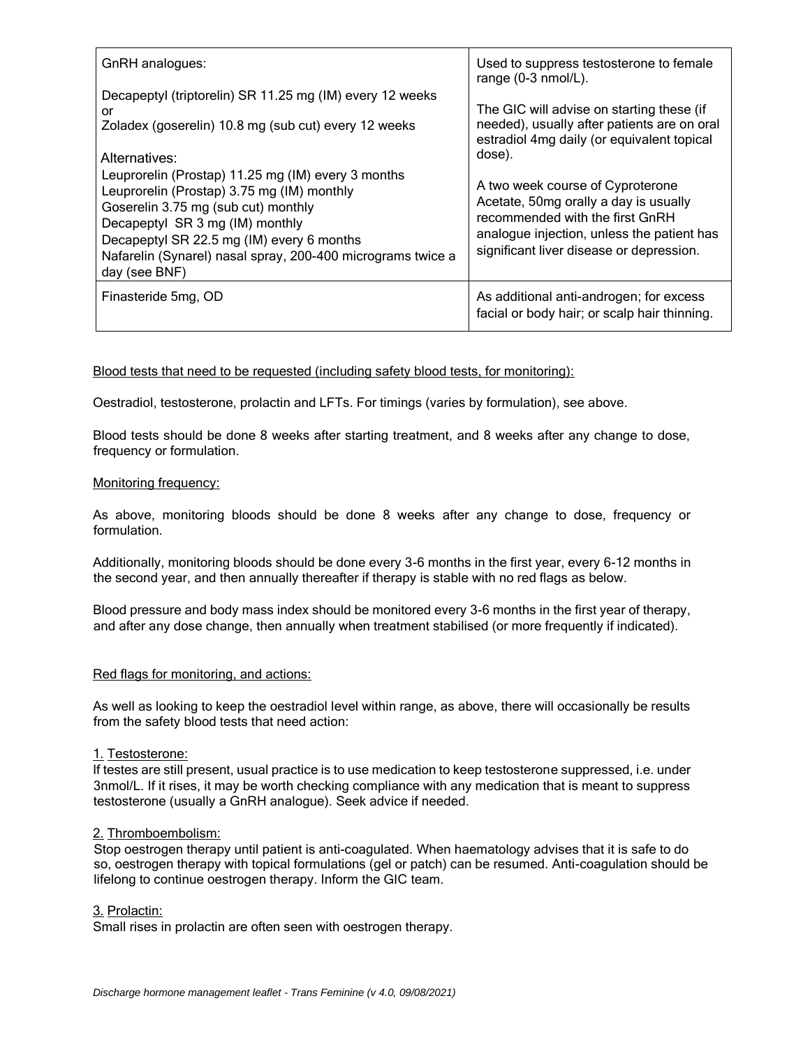| | |
|---|---|
| GnRH analogues:<br><br>Decapeptyl (triptorelin) SR 11.25 mg (IM) every 12 weeks<br>or<br>Zoladex (goserelin) 10.8 mg (sub cut) every 12 weeks<br><br>Alternatives:<br>Leuprorelin (Prostap) 11.25 mg (IM) every 3 months<br>Leuprorelin (Prostap) 3.75 mg (IM) monthly<br>Goserelin 3.75 mg (sub cut) monthly<br>Decapeptyl SR 3 mg (IM) monthly<br>Decapeptyl SR 22.5 mg (IM) every 6 months<br>Nafarelin (Synarel) nasal spray, 200-400 micrograms twice a day (see BNF) | Used to suppress testosterone to female range (0-3 nmol/L).<br><br>The GIC will advise on starting these (if needed), usually after patients are on oral estradiol 4mg daily (or equivalent topical dose).<br><br>A two week course of Cyproterone Acetate, 50mg orally a day is usually recommended with the first GnRH analogue injection, unless the patient has significant liver disease or depression. |
| Finasteride 5mg, OD | As additional anti-androgen; for excess facial or body hair; or scalp hair thinning. |

<u>Blood tests that need to be requested (including safety blood tests, for monitoring):</u>

Oestradiol, testosterone, prolactin and LFTs. For timings (varies by formulation), see above.

Blood tests should be done 8 weeks after starting treatment, and 8 weeks after any change to dose, frequency or formulation.

<u>Monitoring frequency:</u>

As above, monitoring bloods should be done 8 weeks after any change to dose, frequency or formulation.

Additionally, monitoring bloods should be done every 3-6 months in the first year, every 6-12 months in the second year, and then annually thereafter if therapy is stable with no red flags as below.

Blood pressure and body mass index should be monitored every 3-6 months in the first year of therapy, and after any dose change, then annually when treatment stabilised (or more frequently if indicated).

<u>Red flags for monitoring, and actions:</u>

As well as looking to keep the oestradiol level within range, as above, there will occasionally be results from the safety blood tests that need action:

1. <u>Testosterone:</u>
If testes are still present, usual practice is to use medication to keep testosterone suppressed, i.e. under 3nmol/L. If it rises, it may be worth checking compliance with any medication that is meant to suppress testosterone (usually a GnRH analogue). Seek advice if needed.

2. <u>Thromboembolism:</u>
Stop oestrogen therapy until patient is anti-coagulated. When haematology advises that it is safe to do so, oestrogen therapy with topical formulations (gel or patch) can be resumed. Anti-coagulation should be lifelong to continue oestrogen therapy. Inform the GIC team.

3. <u>Prolactin:</u>
Small rises in prolactin are often seen with oestrogen therapy.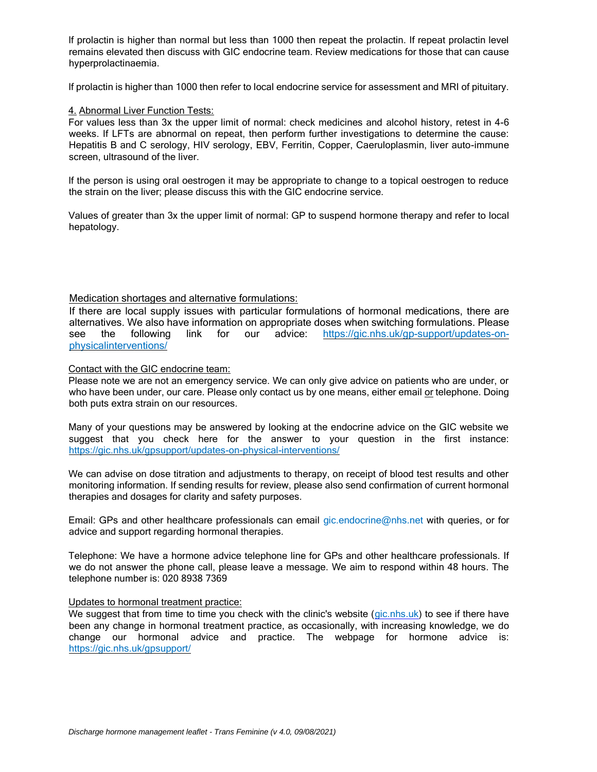If prolactin is higher than normal but less than 1000 then repeat the prolactin. If repeat prolactin level remains elevated then discuss with GIC endocrine team. Review medications for those that can cause hyperprolactinaemia.

If prolactin is higher than 1000 then refer to local endocrine service for assessment and MRI of pituitary.

4. Abnormal Liver Function Tests:

For values less than 3x the upper limit of normal: check medicines and alcohol history, retest in 4-6 weeks. If LFTs are abnormal on repeat, then perform further investigations to determine the cause: Hepatitis B and C serology, HIV serology, EBV, Ferritin, Copper, Caeruloplasmin, liver auto-immune screen, ultrasound of the liver.

If the person is using oral oestrogen it may be appropriate to change to a topical oestrogen to reduce the strain on the liver; please discuss this with the GIC endocrine service.

Values of greater than 3x the upper limit of normal: GP to suspend hormone therapy and refer to local hepatology.

Medication shortages and alternative formulations:

If there are local supply issues with particular formulations of hormonal medications, there are alternatives. We also have information on appropriate doses when switching formulations. Please see the following link for our advice: https://gic.nhs.uk/gp-support/updates-on-physicalinterventions/

Contact with the GIC endocrine team:

Please note we are not an emergency service. We can only give advice on patients who are under, or who have been under, our care. Please only contact us by one means, either email or telephone. Doing both puts extra strain on our resources.

Many of your questions may be answered by looking at the endocrine advice on the GIC website we suggest that you check here for the answer to your question in the first instance: https://gic.nhs.uk/gpsupport/updates-on-physical-interventions/

We can advise on dose titration and adjustments to therapy, on receipt of blood test results and other monitoring information. If sending results for review, please also send confirmation of current hormonal therapies and dosages for clarity and safety purposes.

Email: GPs and other healthcare professionals can email gic.endocrine@nhs.net with queries, or for advice and support regarding hormonal therapies.

Telephone: We have a hormone advice telephone line for GPs and other healthcare professionals. If we do not answer the phone call, please leave a message. We aim to respond within 48 hours. The telephone number is: 020 8938 7369

Updates to hormonal treatment practice:

We suggest that from time to time you check with the clinic's website (gic.nhs.uk) to see if there have been any change in hormonal treatment practice, as occasionally, with increasing knowledge, we do change our hormonal advice and practice. The webpage for hormone advice is: https://gic.nhs.uk/gpsupport/

*Discharge hormone management leaflet - Trans Feminine (v 4.0, 09/08/2021)*